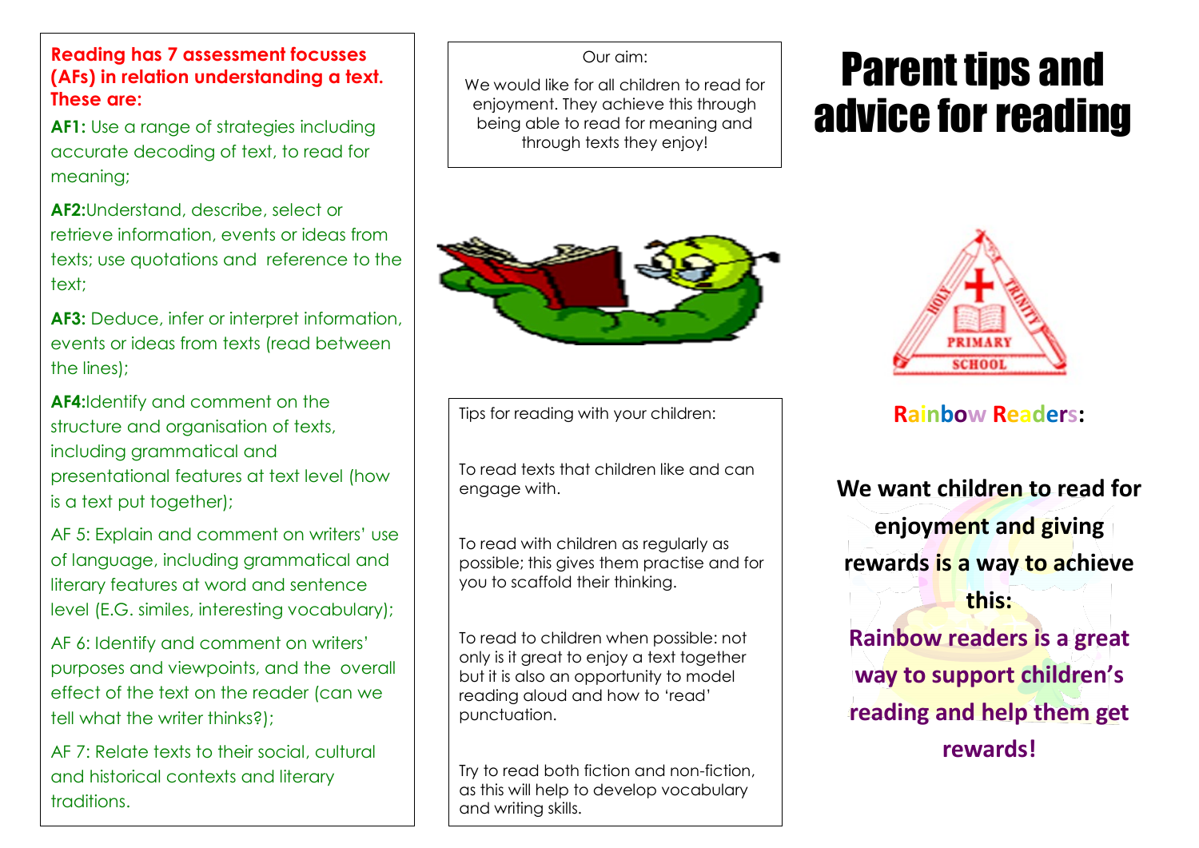**Reading has 7 assessment focusses (AFs) in relation understanding a text. These are:**

**AF1:** Use a range of strategies including accurate decoding of text, to read for meaning;

**AF2:**Understand, describe, select or retrieve information, events or ideas from texts; use quotations and reference to the text;

**AF3:** Deduce, infer or interpret information, events or ideas from texts (read between the lines);

**AF4:**Identify and comment on the structure and organisation of texts, including grammatical and presentational features at text level (how is a text put together);

AF 5: Explain and comment on writers' use of language, including grammatical and literary features at word and sentence level (E.G. similes, interesting vocabulary);

AF 6: Identify and comment on writers' purposes and viewpoints, and the overall effect of the text on the reader (can we tell what the writer thinks?);

AF 7: Relate texts to their social, cultural and historical contexts and literary traditions.

Our aim:

We would like for all children to read for enjoyment. They achieve this through being able to read for meaning and through texts they enjoy!

Tips for reading with your children:

To read texts that children like and can engage with.

To read with children as regularly as possible; this gives them practise and for you to scaffold their thinking.

To read to children when possible: not only is it great to enjoy a text together but it is also an opportunity to model reading aloud and how to 'read' punctuation.

Try to read both fiction and non-fiction, as this will help to develop vocabulary and writing skills.

# Parent tips and advice for reading

HOLY TRINITY PRIMARY SCHOOL

**Rainbow Readers:**

**We want children to read for enjoyment and giving rewards is a way to achieve this:**

**Rainbow readers is a great way to support children's reading and help them get rewards!**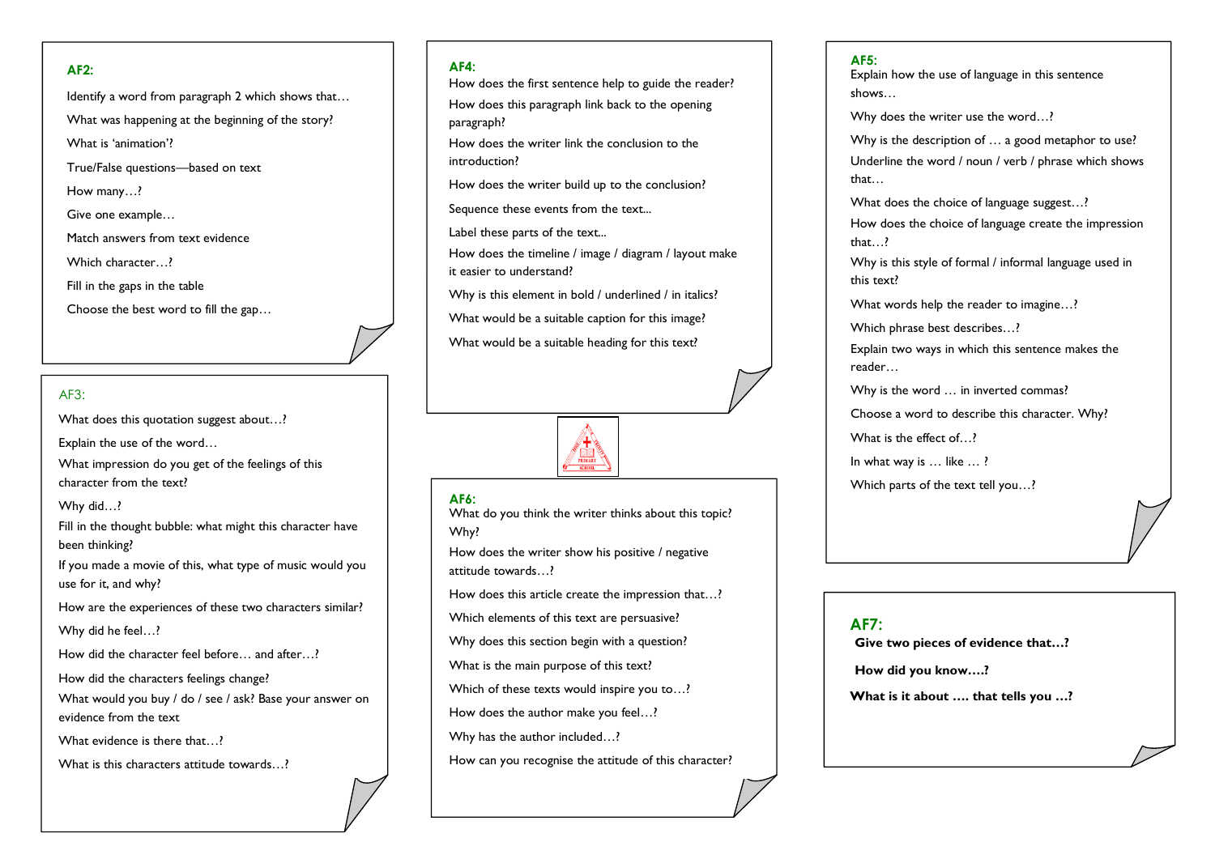## AF2:

Identify a word from paragraph 2 which shows that…

What was happening at the beginning of the story?

What is 'animation'?

True/False questions—based on text

How many…?

Give one example…

Match answers from text evidence

Which character…?

Fill in the gaps in the table

Choose the best word to fill the gap…

## AF3:

What does this quotation suggest about…?

Explain the use of the word…

What impression do you get of the feelings of this character from the text?

Why did…?

Fill in the thought bubble: what might this character have been thinking?

If you made a movie of this, what type of music would you use for it, and why?

How are the experiences of these two characters similar?

Why did he feel…?

How did the character feel before… and after…?

How did the characters feelings change?

What would you buy / do / see / ask? Base your answer on evidence from the text

What evidence is there that…?

What is this characters attitude towards…?

## AF4:

How does the first sentence help to guide the reader?

How does this paragraph link back to the opening paragraph?

How does the writer link the conclusion to the introduction?

How does the writer build up to the conclusion?

Sequence these events from the text...

Label these parts of the text...

How does the timeline / image / diagram / layout make it easier to understand?

Why is this element in bold / underlined / in italics?

What would be a suitable caption for this image?

What would be a suitable heading for this text?

## AF6:

What do you think the writer thinks about this topic? Why?

How does the writer show his positive / negative attitude towards…?

How does this article create the impression that…?

Which elements of this text are persuasive?

Why does this section begin with a question?

What is the main purpose of this text?

Which of these texts would inspire you to…?

How does the author make you feel…?

Why has the author included…?

How can you recognise the attitude of this character?

## AF5:

Explain how the use of language in this sentence shows…

Why does the writer use the word…?

Why is the description of … a good metaphor to use?

Underline the word / noun / verb / phrase which shows that…

What does the choice of language suggest…?

How does the choice of language create the impression that…?

Why is this style of formal / informal language used in this text?

What words help the reader to imagine…?

Which phrase best describes…?

Explain two ways in which this sentence makes the reader…

Why is the word … in inverted commas?

Choose a word to describe this character. Why?

What is the effect of…?

In what way is … like … ?

Which parts of the text tell you…?

## AF7:

**Give two pieces of evidence that…?**

**How did you know….?**

**What is it about …. that tells you …?**